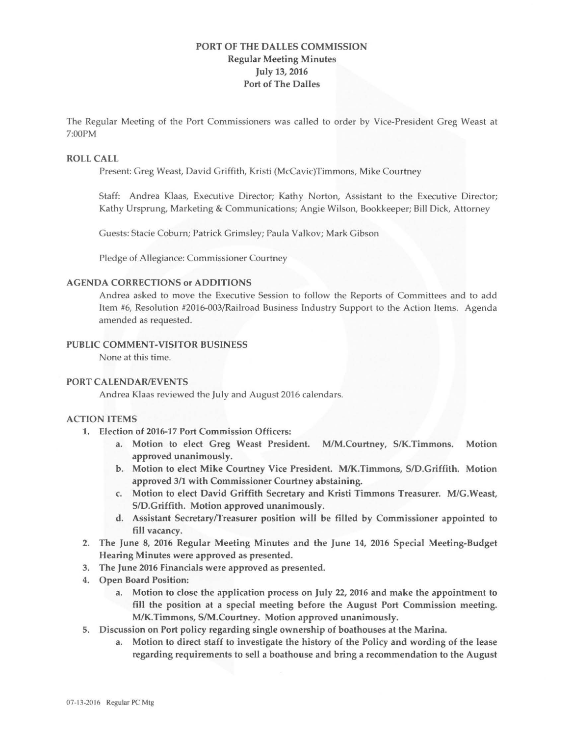# PORT OF THE DALLES COMMISSION
## Regular Meeting Minutes
## July 13, 2016
## Port of The Dalles

The Regular Meeting of the Port Commissioners was called to order by Vice-President Greg Weast at 7:00PM

### ROLL CALL

Present: Greg Weast, David Griffith, Kristi (McCavic)Timmons, Mike Courtney

Staff: Andrea Klaas, Executive Director; Kathy Norton, Assistant to the Executive Director; Kathy Ursprung, Marketing & Communications; Angie Wilson, Bookkeeper; Bill Dick, Attorney

Guests: Stacie Coburn; Patrick Grimsley; Paula Valkov; Mark Gibson

Pledge of Allegiance: Commissioner Courtney

### AGENDA CORRECTIONS or ADDITIONS

Andrea asked to move the Executive Session to follow the Reports of Committees and to add Item #6, Resolution #2016-003/Railroad Business Industry Support to the Action Items. Agenda amended as requested.

### PUBLIC COMMENT-VISITOR BUSINESS

None at this time.

### PORT CALENDAR/EVENTS

Andrea Klaas reviewed the July and August 2016 calendars.

### ACTION ITEMS

1. **Election of 2016-17 Port Commission Officers:**
   a. **Motion to elect Greg Weast President. M/M.Courtney, S/K.Timmons. Motion approved unanimously.**
   b. **Motion to elect Mike Courtney Vice President. M/K.Timmons, S/D.Griffith. Motion approved 3/1 with Commissioner Courtney abstaining.**
   c. **Motion to elect David Griffith Secretary and Kristi Timmons Treasurer. M/G.Weast, S/D.Griffith. Motion approved unanimously.**
   d. **Assistant Secretary/Treasurer position will be filled by Commissioner appointed to fill vacancy.**
2. **The June 8, 2016 Regular Meeting Minutes and the June 14, 2016 Special Meeting-Budget Hearing Minutes were approved as presented.**
3. **The June 2016 Financials were approved as presented.**
4. **Open Board Position:**
   a. **Motion to close the application process on July 22, 2016 and make the appointment to fill the position at a special meeting before the August Port Commission meeting. M/K.Timmons, S/M.Courtney. Motion approved unanimously.**
5. **Discussion on Port policy regarding single ownership of boathouses at the Marina.**
   a. **Motion to direct staff to investigate the history of the Policy and wording of the lease regarding requirements to sell a boathouse and bring a recommendation to the August**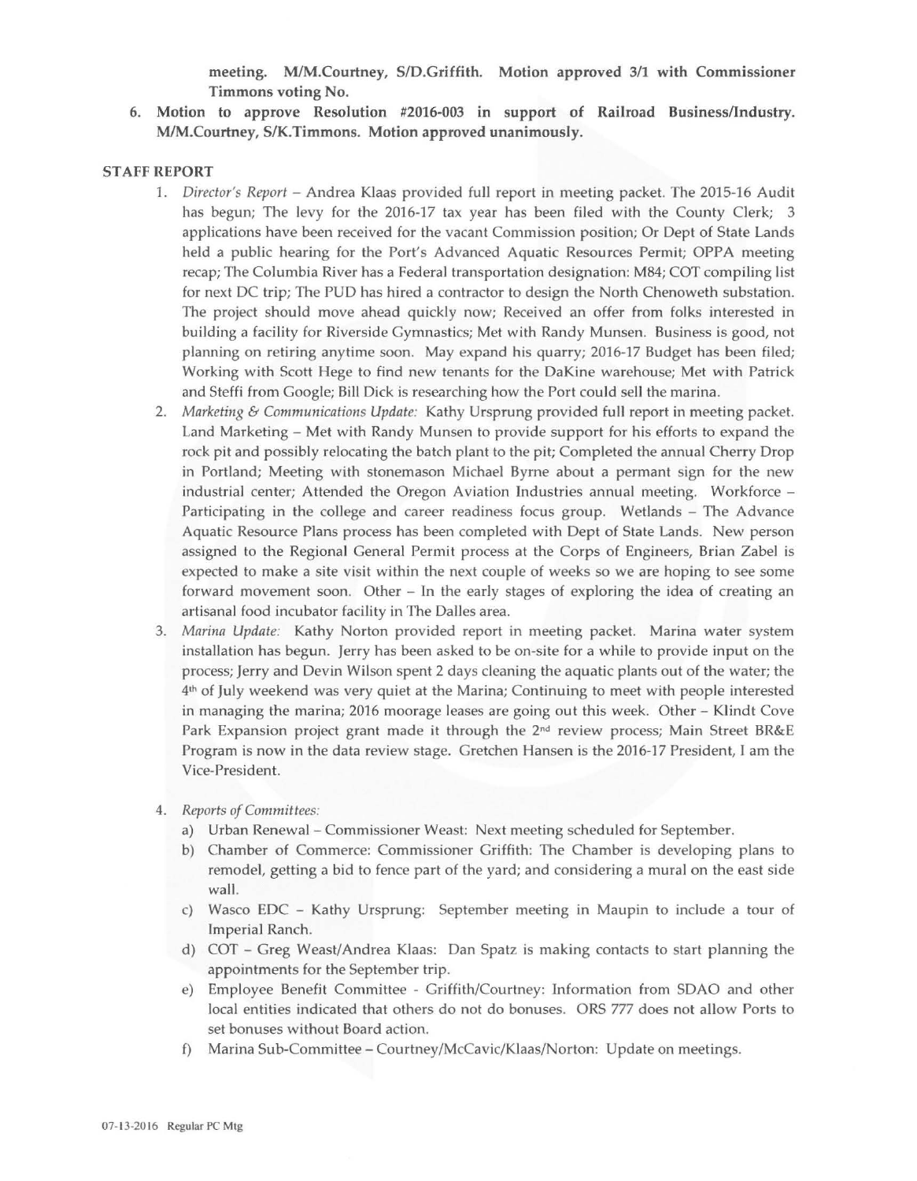**meeting. M/M.Courtney, S/D.Griffith. Motion approved 3/1 with Commissioner Timmons voting No.**

6. **Motion to approve Resolution #2016-003 in support of Railroad Business/Industry. M/M.Courtney, S/K.Timmons. Motion approved unanimously.**

**STAFF REPORT**

1. *Director's Report* – Andrea Klaas provided full report in meeting packet. The 2015-16 Audit has begun; The levy for the 2016-17 tax year has been filed with the County Clerk; 3 applications have been received for the vacant Commission position; Or Dept of State Lands held a public hearing for the Port's Advanced Aquatic Resources Permit; OPPA meeting recap; The Columbia River has a Federal transportation designation: M84; COT compiling list for next DC trip; The PUD has hired a contractor to design the North Chenoweth substation. The project should move ahead quickly now; Received an offer from folks interested in building a facility for Riverside Gymnastics; Met with Randy Munsen. Business is good, not planning on retiring anytime soon. May expand his quarry; 2016-17 Budget has been filed; Working with Scott Hege to find new tenants for the DaKine warehouse; Met with Patrick and Steffi from Google; Bill Dick is researching how the Port could sell the marina.
2. *Marketing & Communications Update:* Kathy Ursprung provided full report in meeting packet. Land Marketing – Met with Randy Munsen to provide support for his efforts to expand the rock pit and possibly relocating the batch plant to the pit; Completed the annual Cherry Drop in Portland; Meeting with stonemason Michael Byrne about a permant sign for the new industrial center; Attended the Oregon Aviation Industries annual meeting. Workforce – Participating in the college and career readiness focus group. Wetlands – The Advance Aquatic Resource Plans process has been completed with Dept of State Lands. New person assigned to the Regional General Permit process at the Corps of Engineers, Brian Zabel is expected to make a site visit within the next couple of weeks so we are hoping to see some forward movement soon. Other – In the early stages of exploring the idea of creating an artisanal food incubator facility in The Dalles area.
3. *Marina Update:* Kathy Norton provided report in meeting packet. Marina water system installation has begun. Jerry has been asked to be on-site for a while to provide input on the process; Jerry and Devin Wilson spent 2 days cleaning the aquatic plants out of the water; the 4th of July weekend was very quiet at the Marina; Continuing to meet with people interested in managing the marina; 2016 moorage leases are going out this week. Other – Klindt Cove Park Expansion project grant made it through the 2nd review process; Main Street BR&E Program is now in the data review stage. Gretchen Hansen is the 2016-17 President, I am the Vice-President.
4. *Reports of Committees:*
   a) Urban Renewal – Commissioner Weast: Next meeting scheduled for September.
   b) Chamber of Commerce: Commissioner Griffith: The Chamber is developing plans to remodel, getting a bid to fence part of the yard; and considering a mural on the east side wall.
   c) Wasco EDC – Kathy Ursprung: September meeting in Maupin to include a tour of Imperial Ranch.
   d) COT – Greg Weast/Andrea Klaas: Dan Spatz is making contacts to start planning the appointments for the September trip.
   e) Employee Benefit Committee - Griffith/Courtney: Information from SDAO and other local entities indicated that others do not do bonuses. ORS 777 does not allow Ports to set bonuses without Board action.
   f) Marina Sub-Committee – Courtney/McCavic/Klaas/Norton: Update on meetings.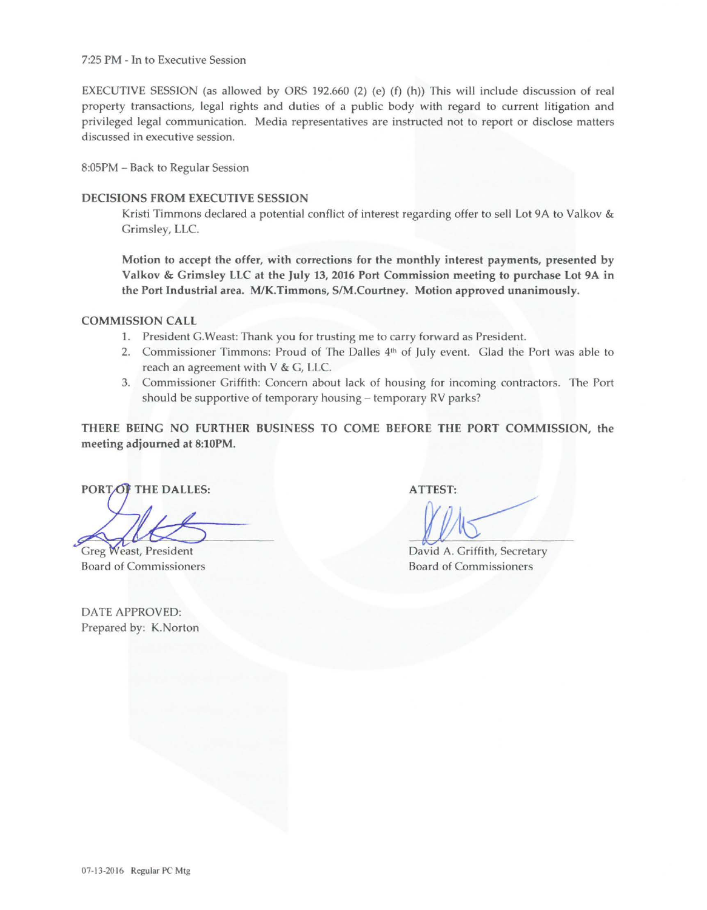7:25 PM - In to Executive Session

EXECUTIVE SESSION (as allowed by ORS 192.660 (2) (e) (f) (h)) This will include discussion of real property transactions, legal rights and duties of a public body with regard to current litigation and privileged legal communication. Media representatives are instructed not to report or disclose matters discussed in executive session.

8:05PM – Back to Regular Session

**DECISIONS FROM EXECUTIVE SESSION**

Kristi Timmons declared a potential conflict of interest regarding offer to sell Lot 9A to Valkov & Grimsley, LLC.

**Motion to accept the offer, with corrections for the monthly interest payments, presented by Valkov & Grimsley LLC at the July 13, 2016 Port Commission meeting to purchase Lot 9A in the Port Industrial area. M/K.Timmons, S/M.Courtney. Motion approved unanimously.**

**COMMISSION CALL**

1. President G.Weast: Thank you for trusting me to carry forward as President.
2. Commissioner Timmons: Proud of The Dalles 4th of July event. Glad the Port was able to reach an agreement with V & G, LLC.
3. Commissioner Griffith: Concern about lack of housing for incoming contractors. The Port should be supportive of temporary housing – temporary RV parks?

**THERE BEING NO FURTHER BUSINESS TO COME BEFORE THE PORT COMMISSION, the meeting adjourned at 8:10PM.**

**PORT OF THE DALLES:**

Greg Weast, President
Board of Commissioners

**ATTEST:**

David A. Griffith, Secretary
Board of Commissioners

DATE APPROVED:
Prepared by: K.Norton

07-13-2016 Regular PC Mtg